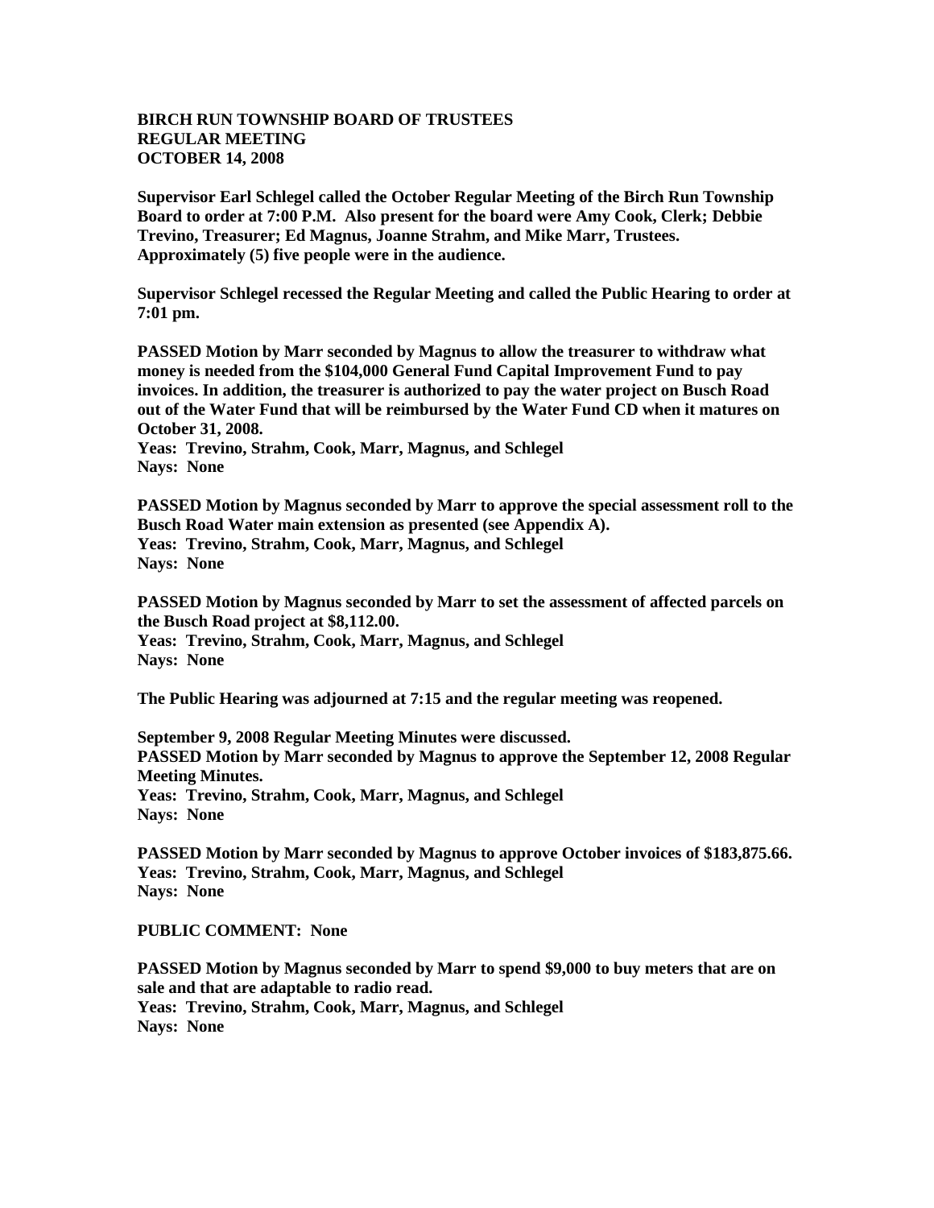**BIRCH RUN TOWNSHIP BOARD OF TRUSTEES**
**REGULAR MEETING**
**OCTOBER 14, 2008**

**Supervisor Earl Schlegel called the October Regular Meeting of the Birch Run Township Board to order at 7:00 P.M. Also present for the board were Amy Cook, Clerk; Debbie Trevino, Treasurer; Ed Magnus, Joanne Strahm, and Mike Marr, Trustees. Approximately (5) five people were in the audience.**

**Supervisor Schlegel recessed the Regular Meeting and called the Public Hearing to order at 7:01 pm.**

**PASSED Motion by Marr seconded by Magnus to allow the treasurer to withdraw what money is needed from the $104,000 General Fund Capital Improvement Fund to pay invoices. In addition, the treasurer is authorized to pay the water project on Busch Road out of the Water Fund that will be reimbursed by the Water Fund CD when it matures on October 31, 2008.**
**Yeas: Trevino, Strahm, Cook, Marr, Magnus, and Schlegel**
**Nays: None**

**PASSED Motion by Magnus seconded by Marr to approve the special assessment roll to the Busch Road Water main extension as presented (see Appendix A).**
**Yeas: Trevino, Strahm, Cook, Marr, Magnus, and Schlegel**
**Nays: None**

**PASSED Motion by Magnus seconded by Marr to set the assessment of affected parcels on the Busch Road project at $8,112.00.**
**Yeas: Trevino, Strahm, Cook, Marr, Magnus, and Schlegel**
**Nays: None**

**The Public Hearing was adjourned at 7:15 and the regular meeting was reopened.**

**September 9, 2008 Regular Meeting Minutes were discussed.**
**PASSED Motion by Marr seconded by Magnus to approve the September 12, 2008 Regular Meeting Minutes.**
**Yeas: Trevino, Strahm, Cook, Marr, Magnus, and Schlegel**
**Nays: None**

**PASSED Motion by Marr seconded by Magnus to approve October invoices of $183,875.66.**
**Yeas: Trevino, Strahm, Cook, Marr, Magnus, and Schlegel**
**Nays: None**

**PUBLIC COMMENT: None**

**PASSED Motion by Magnus seconded by Marr to spend $9,000 to buy meters that are on sale and that are adaptable to radio read.**
**Yeas: Trevino, Strahm, Cook, Marr, Magnus, and Schlegel**
**Nays: None**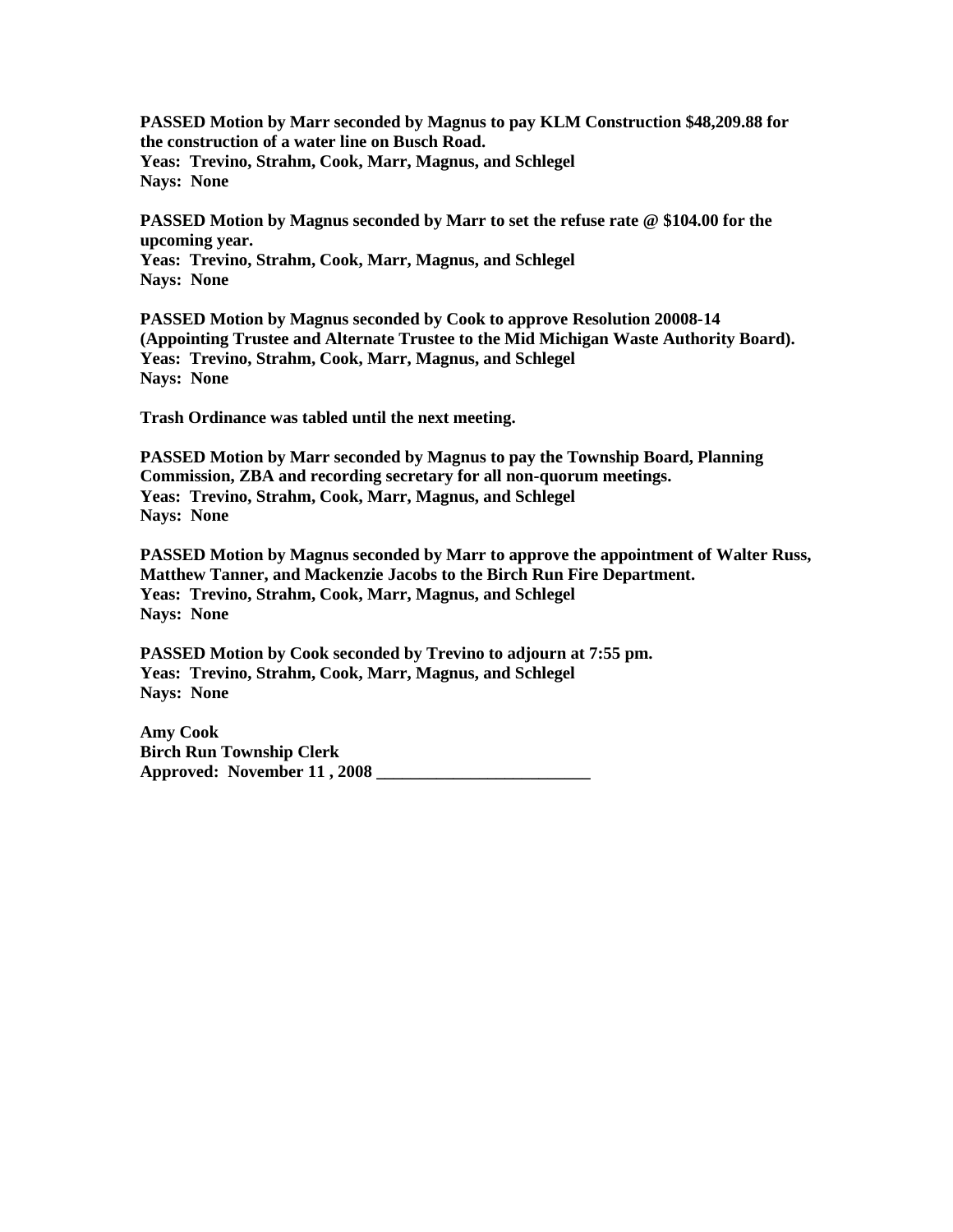**PASSED Motion by Marr seconded by Magnus to pay KLM Construction $48,209.88 for the construction of a water line on Busch Road.**
**Yeas: Trevino, Strahm, Cook, Marr, Magnus, and Schlegel**
**Nays: None**

**PASSED Motion by Magnus seconded by Marr to set the refuse rate @ $104.00 for the upcoming year.**
**Yeas: Trevino, Strahm, Cook, Marr, Magnus, and Schlegel**
**Nays: None**

**PASSED Motion by Magnus seconded by Cook to approve Resolution 20008-14 (Appointing Trustee and Alternate Trustee to the Mid Michigan Waste Authority Board).**
**Yeas: Trevino, Strahm, Cook, Marr, Magnus, and Schlegel**
**Nays: None**

**Trash Ordinance was tabled until the next meeting.**

**PASSED Motion by Marr seconded by Magnus to pay the Township Board, Planning Commission, ZBA and recording secretary for all non-quorum meetings.**
**Yeas: Trevino, Strahm, Cook, Marr, Magnus, and Schlegel**
**Nays: None**

**PASSED Motion by Magnus seconded by Marr to approve the appointment of Walter Russ, Matthew Tanner, and Mackenzie Jacobs to the Birch Run Fire Department.**
**Yeas: Trevino, Strahm, Cook, Marr, Magnus, and Schlegel**
**Nays: None**

**PASSED Motion by Cook seconded by Trevino to adjourn at 7:55 pm.**
**Yeas: Trevino, Strahm, Cook, Marr, Magnus, and Schlegel**
**Nays: None**

**Amy Cook**
**Birch Run Township Clerk**
**Approved: November 11 , 2008 _________________________**